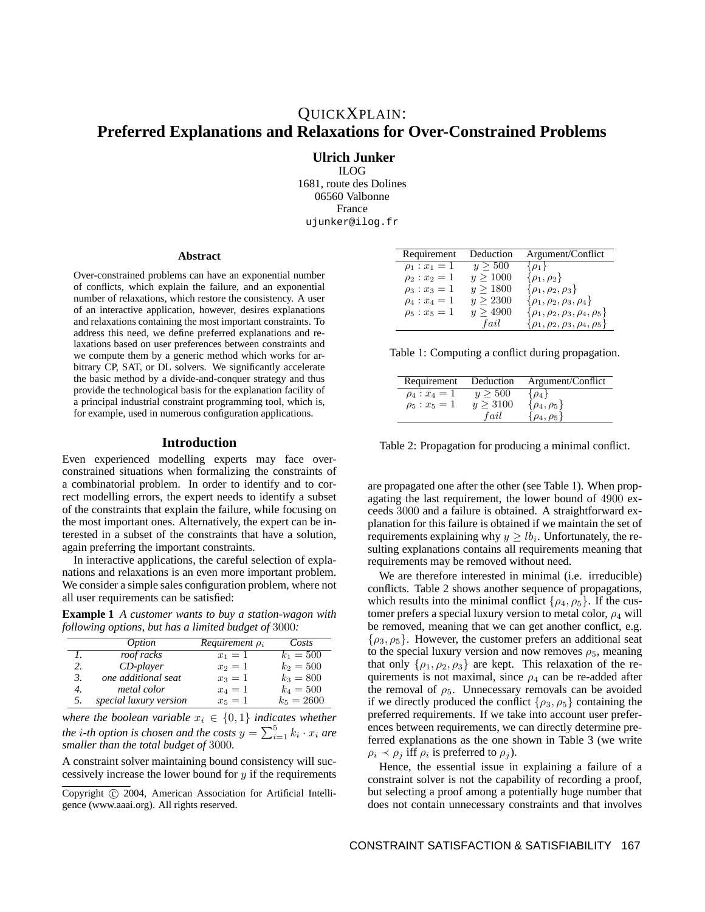# QUICKXPLAIN: Preferred Explanations and Relaxations for Over-Constrained Problems

**Ulrich Junker**
ILOG
1681, route des Dolines
06560 Valbonne
France
ujunker@ilog.fr

### Abstract

Over-constrained problems can have an exponential number of conflicts, which explain the failure, and an exponential number of relaxations, which restore the consistency. A user of an interactive application, however, desires explanations and relaxations containing the most important constraints. To address this need, we define preferred explanations and relaxations based on user preferences between constraints and we compute them by a generic method which works for arbitrary CP, SAT, or DL solvers. We significantly accelerate the basic method by a divide-and-conquer strategy and thus provide the technological basis for the explanation facility of a principal industrial constraint programming tool, which is, for example, used in numerous configuration applications.

## Introduction

Even experienced modelling experts may face over-constrained situations when formalizing the constraints of a combinatorial problem. In order to identify and to correct modelling errors, the expert needs to identify a subset of the constraints that explain the failure, while focusing on the most important ones. Alternatively, the expert can be interested in a subset of the constraints that have a solution, again preferring the important constraints.

In interactive applications, the careful selection of explanations and relaxations is an even more important problem. We consider a simple sales configuration problem, where not all user requirements can be satisfied:

**Example 1** *A customer wants to buy a station-wagon with following options, but has a limited budget of* $3000$*:*

| | *Option* | *Requirement* $\rho_i$ | *Costs* |
|---|---|---|---|
| *1.* | *roof racks* | $x_1 = 1$ | $k_1 = 500$ |
| *2.* | *CD-player* | $x_2 = 1$ | $k_2 = 500$ |
| *3.* | *one additional seat* | $x_3 = 1$ | $k_3 = 800$ |
| *4.* | *metal color* | $x_4 = 1$ | $k_4 = 500$ |
| *5.* | *special luxury version* | $x_5 = 1$ | $k_5 = 2600$ |

*where the boolean variable* $x_i \in \{0, 1\}$ *indicates whether the* $i$*-th option is chosen and the costs* $y = \sum_{i=1}^{5} k_i \cdot x_i$ *are smaller than the total budget of* $3000$*.*

A constraint solver maintaining bound consistency will successively increase the lower bound for $y$ if the requirements are propagated one after the other (see Table 1). When propagating the last requirement, the lower bound of $4900$ exceeds $3000$ and a failure is obtained. A straightforward explanation for this failure is obtained if we maintain the set of requirements explaining why $y \geq lb_i$. Unfortunately, the resulting explanations contains all requirements meaning that requirements may be removed without need.

| Requirement | Deduction | Argument/Conflict |
|---|---|---|
| $\rho_1 : x_1 = 1$ | $y \geq 500$ | $\{\rho_1\}$ |
| $\rho_2 : x_2 = 1$ | $y \geq 1000$ | $\{\rho_1, \rho_2\}$ |
| $\rho_3 : x_3 = 1$ | $y \geq 1800$ | $\{\rho_1, \rho_2, \rho_3\}$ |
| $\rho_4 : x_4 = 1$ | $y \geq 2300$ | $\{\rho_1, \rho_2, \rho_3, \rho_4\}$ |
| $\rho_5 : x_5 = 1$ | $y \geq 4900$ | $\{\rho_1, \rho_2, \rho_3, \rho_4, \rho_5\}$ |
| | $fail$ | $\{\rho_1, \rho_2, \rho_3, \rho_4, \rho_5\}$ |

Table 1: Computing a conflict during propagation.

| Requirement | Deduction | Argument/Conflict |
|---|---|---|
| $\rho_4 : x_4 = 1$ | $y \geq 500$ | $\{\rho_4\}$ |
| $\rho_5 : x_5 = 1$ | $y \geq 3100$ | $\{\rho_4, \rho_5\}$ |
| | $fail$ | $\{\rho_4, \rho_5\}$ |

Table 2: Propagation for producing a minimal conflict.

We are therefore interested in minimal (i.e. irreducible) conflicts. Table 2 shows another sequence of propagations, which results into the minimal conflict $\{\rho_4, \rho_5\}$. If the customer prefers a special luxury version to metal color, $\rho_4$ will be removed, meaning that we can get another conflict, e.g. $\{\rho_3, \rho_5\}$. However, the customer prefers an additional seat to the special luxury version and now removes $\rho_5$, meaning that only $\{\rho_1, \rho_2, \rho_3\}$ are kept. This relaxation of the requirements is not maximal, since $\rho_4$ can be re-added after the removal of $\rho_5$. Unnecessary removals can be avoided if we directly produced the conflict $\{\rho_3, \rho_5\}$ containing the preferred requirements. If we take into account user preferences between requirements, we can directly determine preferred explanations as the one shown in Table 3 (we write $\rho_i \prec \rho_j$ iff $\rho_i$ is preferred to $\rho_j$).

Hence, the essential issue in explaining a failure of a constraint solver is not the capability of recording a proof, but selecting a proof among a potentially huge number that does not contain unnecessary constraints and that involves

Copyright © 2004, American Association for Artificial Intelligence (www.aaai.org). All rights reserved.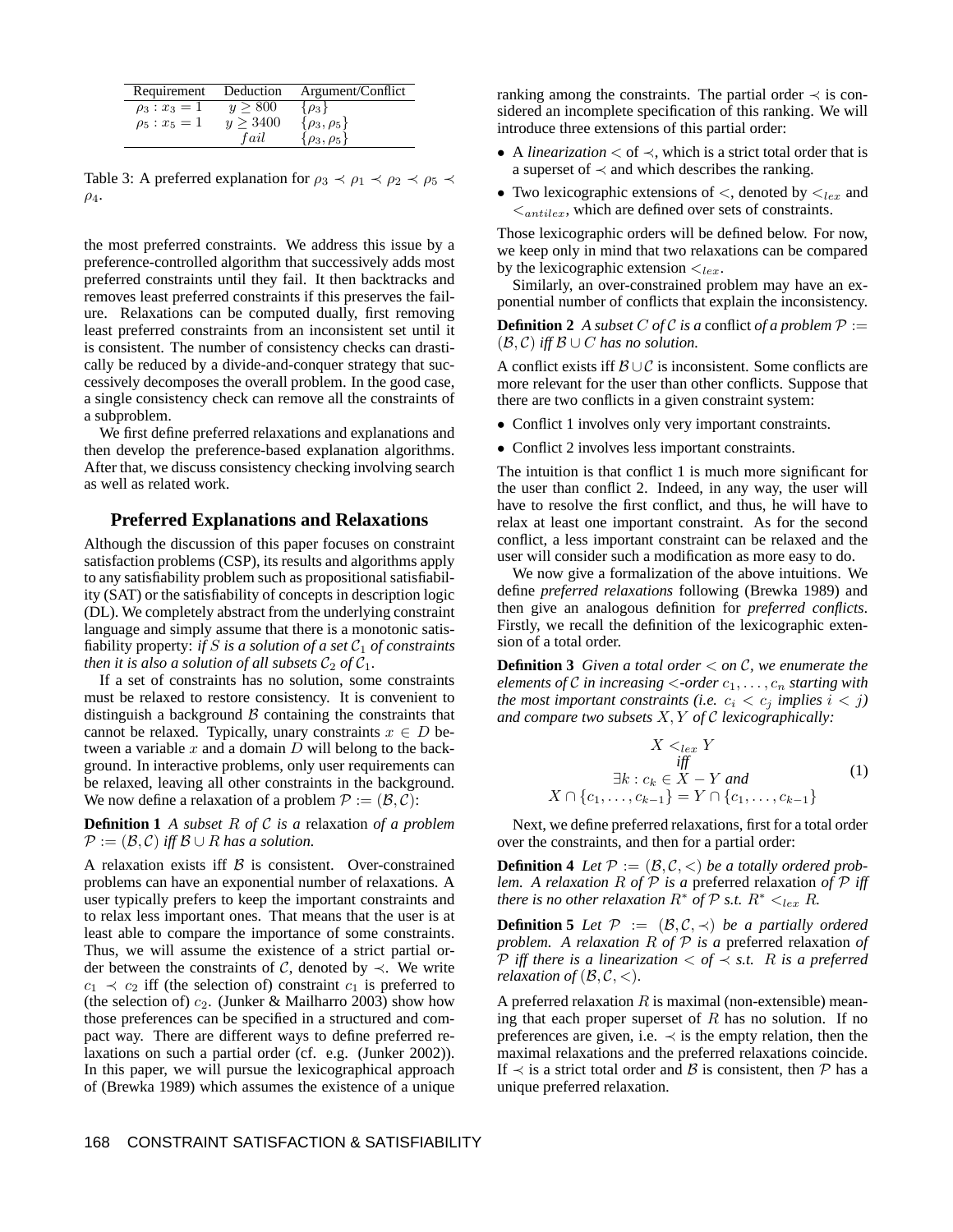| Requirement | Deduction | Argument/Conflict |
|---|---|---|
| $\rho_3 : x_3 = 1$ | $y \geq 800$ | $\{\rho_3\}$ |
| $\rho_5 : x_5 = 1$ | $y \geq 3400$ | $\{\rho_3, \rho_5\}$ |
| | $fail$ | $\{\rho_3, \rho_5\}$ |

Table 3: A preferred explanation for $\rho_3 \prec \rho_1 \prec \rho_2 \prec \rho_5 \prec \rho_4$.

the most preferred constraints. We address this issue by a preference-controlled algorithm that successively adds most preferred constraints until they fail. It then backtracks and removes least preferred constraints if this preserves the failure. Relaxations can be computed dually, first removing least preferred constraints from an inconsistent set until it is consistent. The number of consistency checks can drastically be reduced by a divide-and-conquer strategy that successively decomposes the overall problem. In the good case, a single consistency check can remove all the constraints of a subproblem.

We first define preferred relaxations and explanations and then develop the preference-based explanation algorithms. After that, we discuss consistency checking involving search as well as related work.

## Preferred Explanations and Relaxations

Although the discussion of this paper focuses on constraint satisfaction problems (CSP), its results and algorithms apply to any satisfiability problem such as propositional satisfiability (SAT) or the satisfiability of concepts in description logic (DL). We completely abstract from the underlying constraint language and simply assume that there is a monotonic satisfiability property: *if $S$ is a solution of a set $\mathcal{C}_1$ of constraints then it is also a solution of all subsets $\mathcal{C}_2$ of $\mathcal{C}_1$.*

If a set of constraints has no solution, some constraints must be relaxed to restore consistency. It is convenient to distinguish a background $\mathcal{B}$ containing the constraints that cannot be relaxed. Typically, unary constraints $x \in D$ between a variable $x$ and a domain $D$ will belong to the background. In interactive problems, only user requirements can be relaxed, leaving all other constraints in the background. We now define a relaxation of a problem $\mathcal{P} := (\mathcal{B}, \mathcal{C})$:

**Definition 1** *A subset $R$ of $\mathcal{C}$ is a* relaxation *of a problem $\mathcal{P} := (\mathcal{B}, \mathcal{C})$ iff $\mathcal{B} \cup R$ has a solution.*

A relaxation exists iff $\mathcal{B}$ is consistent. Over-constrained problems can have an exponential number of relaxations. A user typically prefers to keep the important constraints and to relax less important ones. That means that the user is at least able to compare the importance of some constraints. Thus, we will assume the existence of a strict partial order between the constraints of $\mathcal{C}$, denoted by $\prec$. We write $c_1 \prec c_2$ iff (the selection of) constraint $c_1$ is preferred to (the selection of) $c_2$. (Junker & Mailharro 2003) show how those preferences can be specified in a structured and compact way. There are different ways to define preferred relaxations on such a partial order (cf. e.g. (Junker 2002)). In this paper, we will pursue the lexicographical approach of (Brewka 1989) which assumes the existence of a unique ranking among the constraints. The partial order $\prec$ is considered an incomplete specification of this ranking. We will introduce three extensions of this partial order:

- A *linearization* $<$ of $\prec$, which is a strict total order that is a superset of $\prec$ and which describes the ranking.
- Two lexicographic extensions of $<$, denoted by $<_{lex}$ and $<_{antilex}$, which are defined over sets of constraints.

Those lexicographic orders will be defined below. For now, we keep only in mind that two relaxations can be compared by the lexicographic extension $<_{lex}$.

Similarly, an over-constrained problem may have an exponential number of conflicts that explain the inconsistency.

**Definition 2** *A subset $C$ of $\mathcal{C}$ is a* conflict *of a problem $\mathcal{P} := (\mathcal{B}, \mathcal{C})$ iff $\mathcal{B} \cup C$ has no solution.*

A conflict exists iff $\mathcal{B} \cup \mathcal{C}$ is inconsistent. Some conflicts are more relevant for the user than other conflicts. Suppose that there are two conflicts in a given constraint system:

- Conflict 1 involves only very important constraints.
- Conflict 2 involves less important constraints.

The intuition is that conflict 1 is much more significant for the user than conflict 2. Indeed, in any way, the user will have to resolve the first conflict, and thus, he will have to relax at least one important constraint. As for the second conflict, a less important constraint can be relaxed and the user will consider such a modification as more easy to do.

We now give a formalization of the above intuitions. We define *preferred relaxations* following (Brewka 1989) and then give an analogous definition for *preferred conflicts*. Firstly, we recall the definition of the lexicographic extension of a total order.

**Definition 3** *Given a total order $<$ on $\mathcal{C}$, we enumerate the elements of $\mathcal{C}$ in increasing $<$-order $c_1, \ldots, c_n$ starting with the most important constraints (i.e. $c_i < c_j$ implies $i < j$) and compare two subsets $X, Y$ of $\mathcal{C}$ lexicographically:*

$$
\begin{array}{c}
X <_{lex} Y \\
\textit{iff} \\
\exists k : c_k \in X - Y \textit{ and} \\
X \cap \{c_1, \ldots, c_{k-1}\} = Y \cap \{c_1, \ldots, c_{k-1}\}
\end{array}
\tag{1}
$$

Next, we define preferred relaxations, first for a total order over the constraints, and then for a partial order:

**Definition 4** *Let $\mathcal{P} := (\mathcal{B}, \mathcal{C}, <)$ be a totally ordered problem. A relaxation $R$ of $\mathcal{P}$ is a* preferred relaxation *of $\mathcal{P}$ iff there is no other relaxation $R^*$ of $\mathcal{P}$ s.t. $R^* <_{lex} R$.*

**Definition 5** *Let $\mathcal{P} := (\mathcal{B}, \mathcal{C}, \prec)$ be a partially ordered problem. A relaxation $R$ of $\mathcal{P}$ is a* preferred relaxation *of $\mathcal{P}$ iff there is a linearization $<$ of $\prec$ s.t. $R$ is a preferred relaxation of $(\mathcal{B}, \mathcal{C}, <)$.*

A preferred relaxation $R$ is maximal (non-extensible) meaning that each proper superset of $R$ has no solution. If no preferences are given, i.e. $\prec$ is the empty relation, then the maximal relaxations and the preferred relaxations coincide. If $\prec$ is a strict total order and $\mathcal{B}$ is consistent, then $\mathcal{P}$ has a unique preferred relaxation.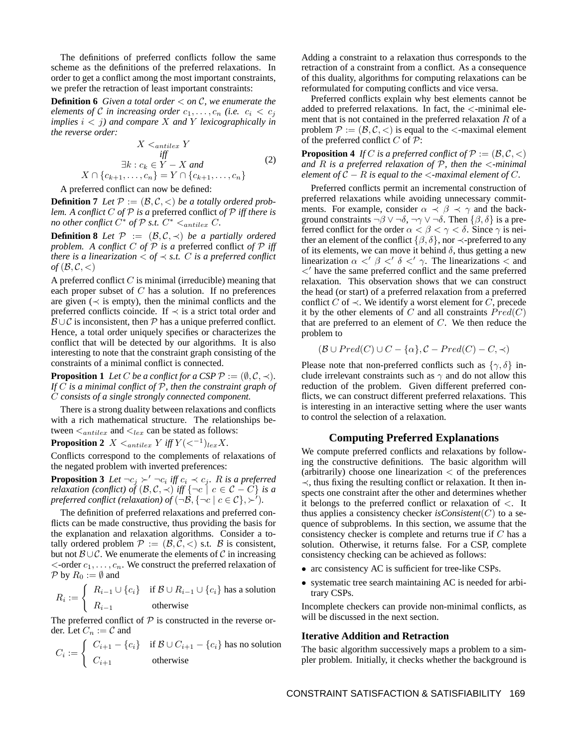The definitions of preferred conflicts follow the same scheme as the definitions of the preferred relaxations. In order to get a conflict among the most important constraints, we prefer the retraction of least important constraints:

**Definition 6** *Given a total order $<$ on $\mathcal{C}$, we enumerate the elements of $\mathcal{C}$ in increasing order $c_1, \ldots, c_n$ (i.e. $c_i < c_j$ implies $i < j$) and compare $X$ and $Y$ lexicographically in the reverse order:*

$$
\begin{array}{c}
X <_{antilex} Y \\
\textit{iff} \\
\exists k : c_k \in Y - X \textit{ and} \\
X \cap \{c_{k+1}, \ldots, c_n\} = Y \cap \{c_{k+1}, \ldots, c_n\}
\end{array}
\tag{2}
$$

A preferred conflict can now be defined:

**Definition 7** *Let $\mathcal{P} := (\mathcal{B}, \mathcal{C}, <)$ be a totally ordered problem. A conflict $C$ of $\mathcal{P}$ is a* preferred conflict *of $\mathcal{P}$ iff there is no other conflict $C^*$ of $\mathcal{P}$ s.t. $C^* <_{antilex} C$.*

**Definition 8** *Let $\mathcal{P} := (\mathcal{B}, \mathcal{C}, \prec)$ be a partially ordered problem. A conflict $C$ of $\mathcal{P}$ is a* preferred conflict *of $\mathcal{P}$ iff there is a linearization $<$ of $\prec$ s.t. $C$ is a preferred conflict of $(\mathcal{B}, \mathcal{C}, <)$*

A preferred conflict $C$ is minimal (irreducible) meaning that each proper subset of $C$ has a solution. If no preferences are given ($\prec$ is empty), then the minimal conflicts and the preferred conflicts coincide. If $\prec$ is a strict total order and $\mathcal{B} \cup \mathcal{C}$ is inconsistent, then $\mathcal{P}$ has a unique preferred conflict. Hence, a total order uniquely specifies or characterizes the conflict that will be detected by our algorithms. It is also interesting to note that the constraint graph consisting of the constraints of a minimal conflict is connected.

**Proposition 1** *Let $C$ be a conflict for a CSP $\mathcal{P} := (\emptyset, \mathcal{C}, \prec)$. If $C$ is a minimal conflict of $\mathcal{P}$, then the constraint graph of $C$ consists of a single strongly connected component.*

There is a strong duality between relaxations and conflicts with a rich mathematical structure. The relationships between $<_{antilex}$ and $<_{lex}$ can be stated as follows:

**Proposition 2** $X <_{antilex} Y$ *iff* $Y (<^{-1})_{lex} X$.

Conflicts correspond to the complements of relaxations of the negated problem with inverted preferences:

**Proposition 3** *Let $\neg c_j \succ' \neg c_i$ iff $c_i \prec c_j$. $R$ is a preferred relaxation (conflict) of $(\mathcal{B}, \mathcal{C}, \prec)$ iff $\{\neg c \mid c \in \mathcal{C} - C\}$ is a preferred conflict (relaxation) of $(\neg\mathcal{B}, \{\neg c \mid c \in \mathcal{C}\}, \succ')$.*

The definition of preferred relaxations and preferred conflicts can be made constructive, thus providing the basis for the explanation and relaxation algorithms. Consider a totally ordered problem $\mathcal{P} := (\mathcal{B}, \mathcal{C}, <)$ s.t. $\mathcal{B}$ is consistent, but not $\mathcal{B} \cup \mathcal{C}$. We enumerate the elements of $\mathcal{C}$ in increasing $<$-order $c_1, \ldots, c_n$. We construct the preferred relaxation of $\mathcal{P}$ by $R_0 := \emptyset$ and

$$
R_i := \begin{cases} R_{i-1} \cup \{c_i\} & \text{if } \mathcal{B} \cup R_{i-1} \cup \{c_i\} \text{ has a solution} \\ R_{i-1} & \text{otherwise} \end{cases}
$$

The preferred conflict of $\mathcal{P}$ is constructed in the reverse order. Let $C_n := \mathcal{C}$ and

$$
C_i := \begin{cases} C_{i+1} - \{c_i\} & \text{if } \mathcal{B} \cup C_{i+1} - \{c_i\} \text{ has no solution} \\ C_{i+1} & \text{otherwise} \end{cases}
$$

Adding a constraint to a relaxation thus corresponds to the retraction of a constraint from a conflict. As a consequence of this duality, algorithms for computing relaxations can be reformulated for computing conflicts and vice versa.

Preferred conflicts explain why best elements cannot be added to preferred relaxations. In fact, the $<$-minimal element that is not contained in the preferred relaxation $R$ of a problem $\mathcal{P} := (\mathcal{B}, \mathcal{C}, <)$ is equal to the $<$-maximal element of the preferred conflict $C$ of $\mathcal{P}$:

**Proposition 4** *If $C$ is a preferred conflict of $\mathcal{P} := (\mathcal{B}, \mathcal{C}, <)$ and $R$ is a preferred relaxation of $\mathcal{P}$, then the $<$-minimal element of $\mathcal{C} - R$ is equal to the $<$-maximal element of $C$.*

Preferred conflicts permit an incremental construction of preferred relaxations while avoiding unnecessary commitments. For example, consider $\alpha \prec \beta \prec \gamma$ and the background constraints $\neg\beta \vee \neg\delta$, $\neg\gamma \vee \neg\delta$. Then $\{\beta, \delta\}$ is a preferred conflict for the order $\alpha < \beta < \gamma < \delta$. Since $\gamma$ is neither an element of the conflict $\{\beta, \delta\}$, nor $\prec$-preferred to any of its elements, we can move it behind $\delta$, thus getting a new linearization $\alpha <' \beta <' \delta <' \gamma$. The linearizations $<$ and $<'$ have the same preferred conflict and the same preferred relaxation. This observation shows that we can construct the head (or start) of a preferred relaxation from a preferred conflict $C$ of $\prec$. We identify a worst element for $C$, precede it by the other elements of $C$ and all constraints $Pred(C)$ that are preferred to an element of $C$. We then reduce the problem to

$$
(\mathcal{B} \cup Pred(C) \cup C - \{\alpha\}, \mathcal{C} - Pred(C) - C, \prec)
$$

Please note that non-preferred conflicts such as $\{\gamma, \delta\}$ include irrelevant constraints such as $\gamma$ and do not allow this reduction of the problem. Given different preferred conflicts, we can construct different preferred relaxations. This is interesting in an interactive setting where the user wants to control the selection of a relaxation.

## Computing Preferred Explanations

We compute preferred conflicts and relaxations by following the constructive definitions. The basic algorithm will (arbitrarily) choose one linearization $<$ of the preferences $\prec$, thus fixing the resulting conflict or relaxation. It then inspects one constraint after the other and determines whether it belongs to the preferred conflict or relaxation of $<$. It thus applies a consistency checker *isConsistent*$(C)$ to a sequence of subproblems. In this section, we assume that the consistency checker is complete and returns true if $C$ has a solution. Otherwise, it returns false. For a CSP, complete consistency checking can be achieved as follows:

- arc consistency AC is sufficient for tree-like CSPs.
- systematic tree search maintaining AC is needed for arbitrary CSPs.

Incomplete checkers can provide non-minimal conflicts, as will be discussed in the next section.

### Iterative Addition and Retraction

The basic algorithm successively maps a problem to a simpler problem. Initially, it checks whether the background is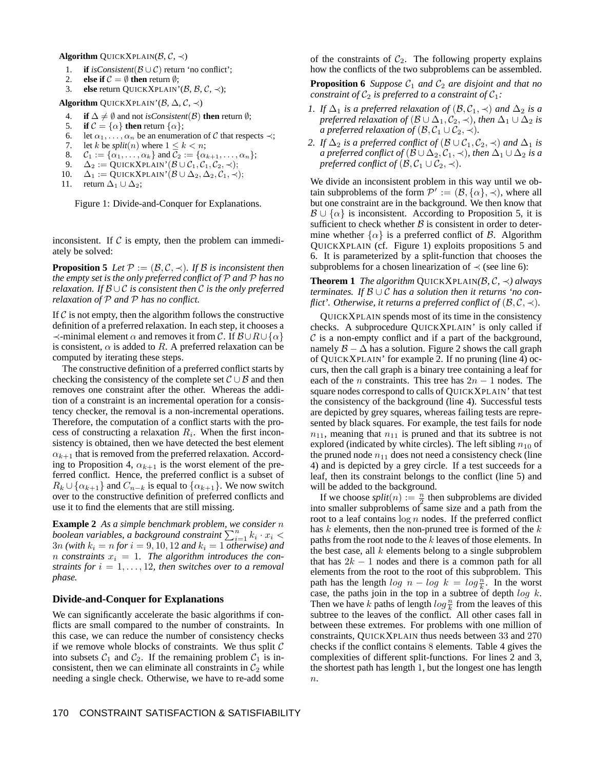**Algorithm** QUICKXPLAIN($\mathcal{B}, \mathcal{C}, \prec$)

1. **if** *isConsistent*($\mathcal{B} \cup \mathcal{C}$) return 'no conflict';
2. **else if** $\mathcal{C} = \emptyset$ **then** return $\emptyset$;
3. **else** return QUICKXPLAIN'($\mathcal{B}, \mathcal{B}, \mathcal{C}, \prec$);

**Algorithm** QUICKXPLAIN'($\mathcal{B}, \Delta, \mathcal{C}, \prec$)

4. **if** $\Delta \neq \emptyset$ and not *isConsistent*($\mathcal{B}$) **then** return $\emptyset$;
5. **if** $\mathcal{C} = \{\alpha\}$ **then** return $\{\alpha\}$;
6. let $\alpha_1, \ldots, \alpha_n$ be an enumeration of $\mathcal{C}$ that respects $\prec$;
7. let $k$ be *split*($n$) where $1 \leq k < n$;
8. $\mathcal{C}_1 := \{\alpha_1, \ldots, \alpha_k\}$ and $\mathcal{C}_2 := \{\alpha_{k+1}, \ldots, \alpha_n\}$;
9. $\Delta_2 :=$ QUICKXPLAIN'($\mathcal{B} \cup \mathcal{C}_1, \mathcal{C}_1, \mathcal{C}_2, \prec$);
10. $\Delta_1 :=$ QUICKXPLAIN'($\mathcal{B} \cup \Delta_2, \Delta_2, \mathcal{C}_1, \prec$);
11. return $\Delta_1 \cup \Delta_2$;

Figure 1: Divide-and-Conquer for Explanations.

inconsistent. If $\mathcal{C}$ is empty, then the problem can immediately be solved:

**Proposition 5** *Let $\mathcal{P} := (\mathcal{B}, \mathcal{C}, \prec)$. If $\mathcal{B}$ is inconsistent then the empty set is the only preferred conflict of $\mathcal{P}$ and $\mathcal{P}$ has no relaxation. If $\mathcal{B} \cup \mathcal{C}$ is consistent then $\mathcal{C}$ is the only preferred relaxation of $\mathcal{P}$ and $\mathcal{P}$ has no conflict.*

If $\mathcal{C}$ is not empty, then the algorithm follows the constructive definition of a preferred relaxation. In each step, it chooses a $\prec$-minimal element $\alpha$ and removes it from $\mathcal{C}$. If $\mathcal{B} \cup R \cup \{\alpha\}$ is consistent, $\alpha$ is added to $R$. A preferred relaxation can be computed by iterating these steps.

The constructive definition of a preferred conflict starts by checking the consistency of the complete set $\mathcal{C} \cup \mathcal{B}$ and then removes one constraint after the other. Whereas the addition of a constraint is an incremental operation for a consistency checker, the removal is a non-incremental operations. Therefore, the computation of a conflict starts with the process of constructing a relaxation $R_i$. When the first inconsistency is obtained, then we have detected the best element $\alpha_{k+1}$ that is removed from the preferred relaxation. According to Proposition 4, $\alpha_{k+1}$ is the worst element of the preferred conflict. Hence, the preferred conflict is a subset of $R_k \cup \{\alpha_{k+1}\}$ and $C_{n-k}$ is equal to $\{\alpha_{k+1}\}$. We now switch over to the constructive definition of preferred conflicts and use it to find the elements that are still missing.

**Example 2** *As a simple benchmark problem, we consider $n$ boolean variables, a background constraint $\sum_{i=1}^{n} k_i \cdot x_i < 3n$ (with $k_i = n$ for $i = 9, 10, 12$ and $k_i = 1$ otherwise) and $n$ constraints $x_i = 1$. The algorithm introduces the constraints for $i = 1, \ldots, 12$, then switches over to a removal phase.*

## Divide-and-Conquer for Explanations

We can significantly accelerate the basic algorithms if conflicts are small compared to the number of constraints. In this case, we can reduce the number of consistency checks if we remove whole blocks of constraints. We thus split $\mathcal{C}$ into subsets $\mathcal{C}_1$ and $\mathcal{C}_2$. If the remaining problem $\mathcal{C}_1$ is inconsistent, then we can eliminate all constraints in $\mathcal{C}_2$ while needing a single check. Otherwise, we have to re-add some of the constraints of $\mathcal{C}_2$. The following property explains how the conflicts of the two subproblems can be assembled.

**Proposition 6** *Suppose $\mathcal{C}_1$ and $\mathcal{C}_2$ are disjoint and that no constraint of $\mathcal{C}_2$ is preferred to a constraint of $\mathcal{C}_1$:*

1. *If $\Delta_1$ is a preferred relaxation of $(\mathcal{B}, \mathcal{C}_1, \prec)$ and $\Delta_2$ is a preferred relaxation of $(\mathcal{B} \cup \Delta_1, \mathcal{C}_2, \prec)$, then $\Delta_1 \cup \Delta_2$ is a preferred relaxation of $(\mathcal{B}, \mathcal{C}_1 \cup \mathcal{C}_2, \prec)$.*
2. *If $\Delta_2$ is a preferred conflict of $(\mathcal{B} \cup \mathcal{C}_1, \mathcal{C}_2, \prec)$ and $\Delta_1$ is a preferred conflict of $(\mathcal{B} \cup \Delta_2, \mathcal{C}_1, \prec)$, then $\Delta_1 \cup \Delta_2$ is a preferred conflict of $(\mathcal{B}, \mathcal{C}_1 \cup \mathcal{C}_2, \prec)$.*

We divide an inconsistent problem in this way until we obtain subproblems of the form $\mathcal{P}' := (\mathcal{B}, \{\alpha\}, \prec)$, where all but one constraint are in the background. We then know that $\mathcal{B} \cup \{\alpha\}$ is inconsistent. According to Proposition 5, it is sufficient to check whether $\mathcal{B}$ is consistent in order to determine whether $\{\alpha\}$ is a preferred conflict of $\mathcal{B}$. Algorithm QUICKXPLAIN (cf. Figure 1) exploits propositions 5 and 6. It is parameterized by a split-function that chooses the subproblems for a chosen linearization of $\prec$ (see line 6):

**Theorem 1** *The algorithm QUICKXPLAIN($\mathcal{B}, \mathcal{C}, \prec$) always terminates. If $\mathcal{B} \cup \mathcal{C}$ has a solution then it returns 'no conflict'. Otherwise, it returns a preferred conflict of $(\mathcal{B}, \mathcal{C}, \prec)$.*

QUICKXPLAIN spends most of its time in the consistency checks. A subprocedure QUICKXPLAIN' is only called if $\mathcal{C}$ is a non-empty conflict and if a part of the background, namely $\mathcal{B} - \Delta$ has a solution. Figure 2 shows the call graph of QUICKXPLAIN' for example 2. If no pruning (line 4) occurs, then the call graph is a binary tree containing a leaf for each of the $n$ constraints. This tree has $2n - 1$ nodes. The square nodes correspond to calls of QUICKXPLAIN' that test the consistency of the background (line 4). Successful tests are depicted by grey squares, whereas failing tests are represented by black squares. For example, the test fails for node $n_{11}$, meaning that $n_{11}$ is pruned and that its subtree is not explored (indicated by white circles). The left sibling $n_{10}$ of the pruned node $n_{11}$ does not need a consistency check (line 4) and is depicted by a grey circle. If a test succeeds for a leaf, then its constraint belongs to the conflict (line 5) and will be added to the background.

If we choose *split*($n$) $:= \frac{n}{2}$ then subproblems are divided into smaller subproblems of same size and a path from the root to a leaf contains $\log n$ nodes. If the preferred conflict has $k$ elements, then the non-pruned tree is formed of the $k$ paths from the root node to the $k$ leaves of those elements. In the best case, all $k$ elements belong to a single subproblem that has $2k - 1$ nodes and there is a common path for all elements from the root to the root of this subproblem. This path has the length $log\ n - log\ k = log \frac{n}{k}$. In the worst case, the paths join in the top in a subtree of depth $log\ k$. Then we have $k$ paths of length $log \frac{n}{k}$ from the leaves of this subtree to the leaves of the conflict. All other cases fall in between these extremes. For problems with one million of constraints, QUICKXPLAIN thus needs between $33$ and $270$ checks if the conflict contains $8$ elements. Table 4 gives the complexities of different split-functions. For lines 2 and 3, the shortest path has length $1$, but the longest one has length $n$.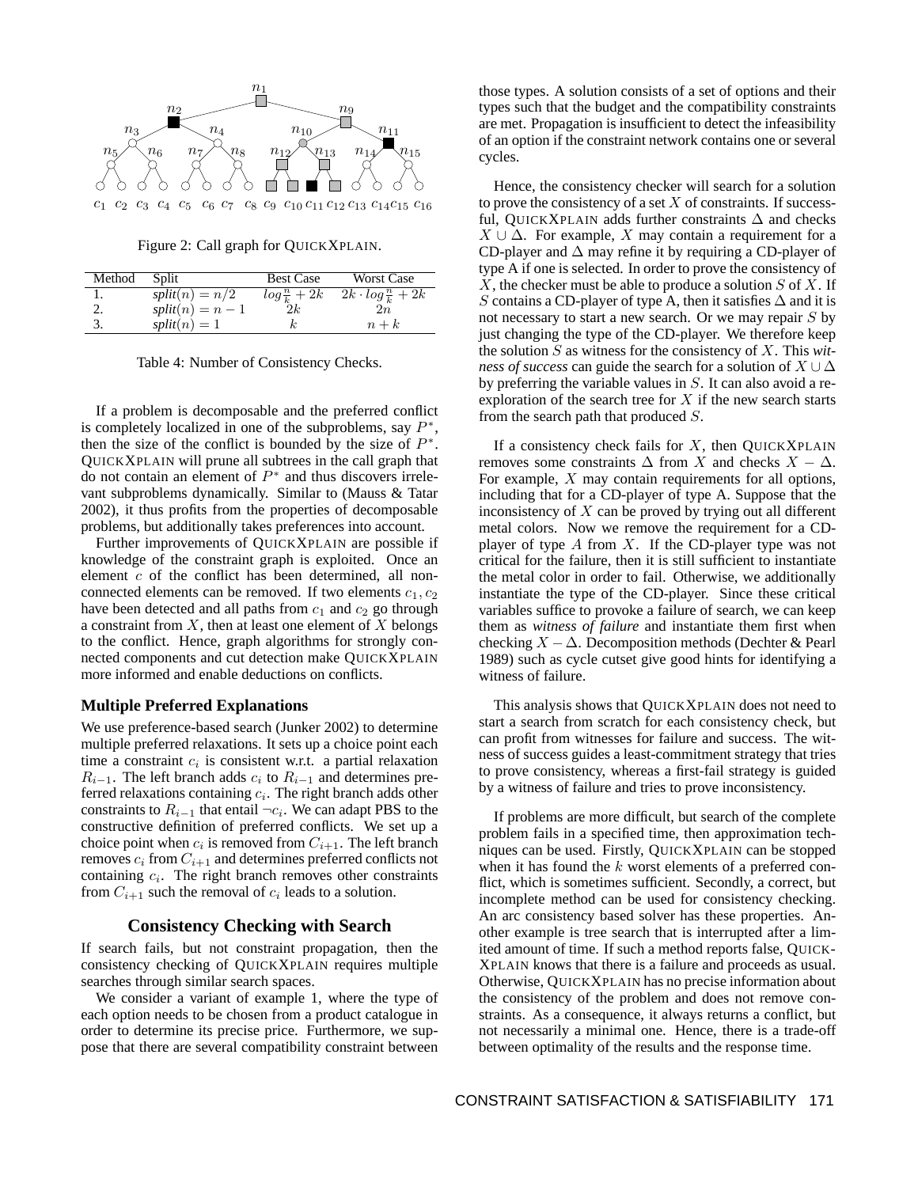Figure 2: Call graph for QUICKXPLAIN.

| Method | Split | Best Case | Worst Case |
|---|---|---|---|
| 1. | $split(n) = n/2$ | $log \frac{n}{k} + 2k$ | $2k \cdot log \frac{n}{k} + 2k$ |
| 2. | $split(n) = n - 1$ | $2k$ | $2n$ |
| 3. | $split(n) = 1$ | $k$ | $n + k$ |

Table 4: Number of Consistency Checks.

If a problem is decomposable and the preferred conflict is completely localized in one of the subproblems, say $P^*$, then the size of the conflict is bounded by the size of $P^*$. QUICKXPLAIN will prune all subtrees in the call graph that do not contain an element of $P^*$ and thus discovers irrelevant subproblems dynamically. Similar to (Mauss & Tatar 2002), it thus profits from the properties of decomposable problems, but additionally takes preferences into account.

Further improvements of QUICKXPLAIN are possible if knowledge of the constraint graph is exploited. Once an element $c$ of the conflict has been determined, all non-connected elements can be removed. If two elements $c_1, c_2$ have been detected and all paths from $c_1$ and $c_2$ go through a constraint from $X$, then at least one element of $X$ belongs to the conflict. Hence, graph algorithms for strongly connected components and cut detection make QUICKXPLAIN more informed and enable deductions on conflicts.

### Multiple Preferred Explanations

We use preference-based search (Junker 2002) to determine multiple preferred relaxations. It sets up a choice point each time a constraint $c_i$ is consistent w.r.t. a partial relaxation $R_{i-1}$. The left branch adds $c_i$ to $R_{i-1}$ and determines preferred relaxations containing $c_i$. The right branch adds other constraints to $R_{i-1}$ that entail $\neg c_i$. We can adapt PBS to the constructive definition of preferred conflicts. We set up a choice point when $c_i$ is removed from $C_{i+1}$. The left branch removes $c_i$ from $C_{i+1}$ and determines preferred conflicts not containing $c_i$. The right branch removes other constraints from $C_{i+1}$ such the removal of $c_i$ leads to a solution.

## Consistency Checking with Search

If search fails, but not constraint propagation, then the consistency checking of QUICKXPLAIN requires multiple searches through similar search spaces.

We consider a variant of example 1, where the type of each option needs to be chosen from a product catalogue in order to determine its precise price. Furthermore, we suppose that there are several compatibility constraint between those types. A solution consists of a set of options and their types such that the budget and the compatibility constraints are met. Propagation is insufficient to detect the infeasibility of an option if the constraint network contains one or several cycles.

Hence, the consistency checker will search for a solution to prove the consistency of a set $X$ of constraints. If successful, QUICKXPLAIN adds further constraints $\Delta$ and checks $X \cup \Delta$. For example, $X$ may contain a requirement for a CD-player and $\Delta$ may refine it by requiring a CD-player of type A if one is selected. In order to prove the consistency of $X$, the checker must be able to produce a solution $S$ of $X$. If $S$ contains a CD-player of type A, then it satisfies $\Delta$ and it is not necessary to start a new search. Or we may repair $S$ by just changing the type of the CD-player. We therefore keep the solution $S$ as witness for the consistency of $X$. This *witness of success* can guide the search for a solution of $X \cup \Delta$ by preferring the variable values in $S$. It can also avoid a re-exploration of the search tree for $X$ if the new search starts from the search path that produced $S$.

If a consistency check fails for $X$, then QUICKXPLAIN removes some constraints $\Delta$ from $X$ and checks $X - \Delta$. For example, $X$ may contain requirements for all options, including that for a CD-player of type A. Suppose that the inconsistency of $X$ can be proved by trying out all different metal colors. Now we remove the requirement for a CD-player of type $A$ from $X$. If the CD-player type was not critical for the failure, then it is still sufficient to instantiate the metal color in order to fail. Otherwise, we additionally instantiate the type of the CD-player. Since these critical variables suffice to provoke a failure of search, we can keep them as *witness of failure* and instantiate them first when checking $X - \Delta$. Decomposition methods (Dechter & Pearl 1989) such as cycle cutset give good hints for identifying a witness of failure.

This analysis shows that QUICKXPLAIN does not need to start a search from scratch for each consistency check, but can profit from witnesses for failure and success. The witness of success guides a least-commitment strategy that tries to prove consistency, whereas a first-fail strategy is guided by a witness of failure and tries to prove inconsistency.

If problems are more difficult, but search of the complete problem fails in a specified time, then approximation techniques can be used. Firstly, QUICKXPLAIN can be stopped when it has found the $k$ worst elements of a preferred conflict, which is sometimes sufficient. Secondly, a correct, but incomplete method can be used for consistency checking. An arc consistency based solver has these properties. Another example is tree search that is interrupted after a limited amount of time. If such a method reports false, QUICKXPLAIN knows that there is a failure and proceeds as usual. Otherwise, QUICKXPLAIN has no precise information about the consistency of the problem and does not remove constraints. As a consequence, it always returns a conflict, but not necessarily a minimal one. Hence, there is a trade-off between optimality of the results and the response time.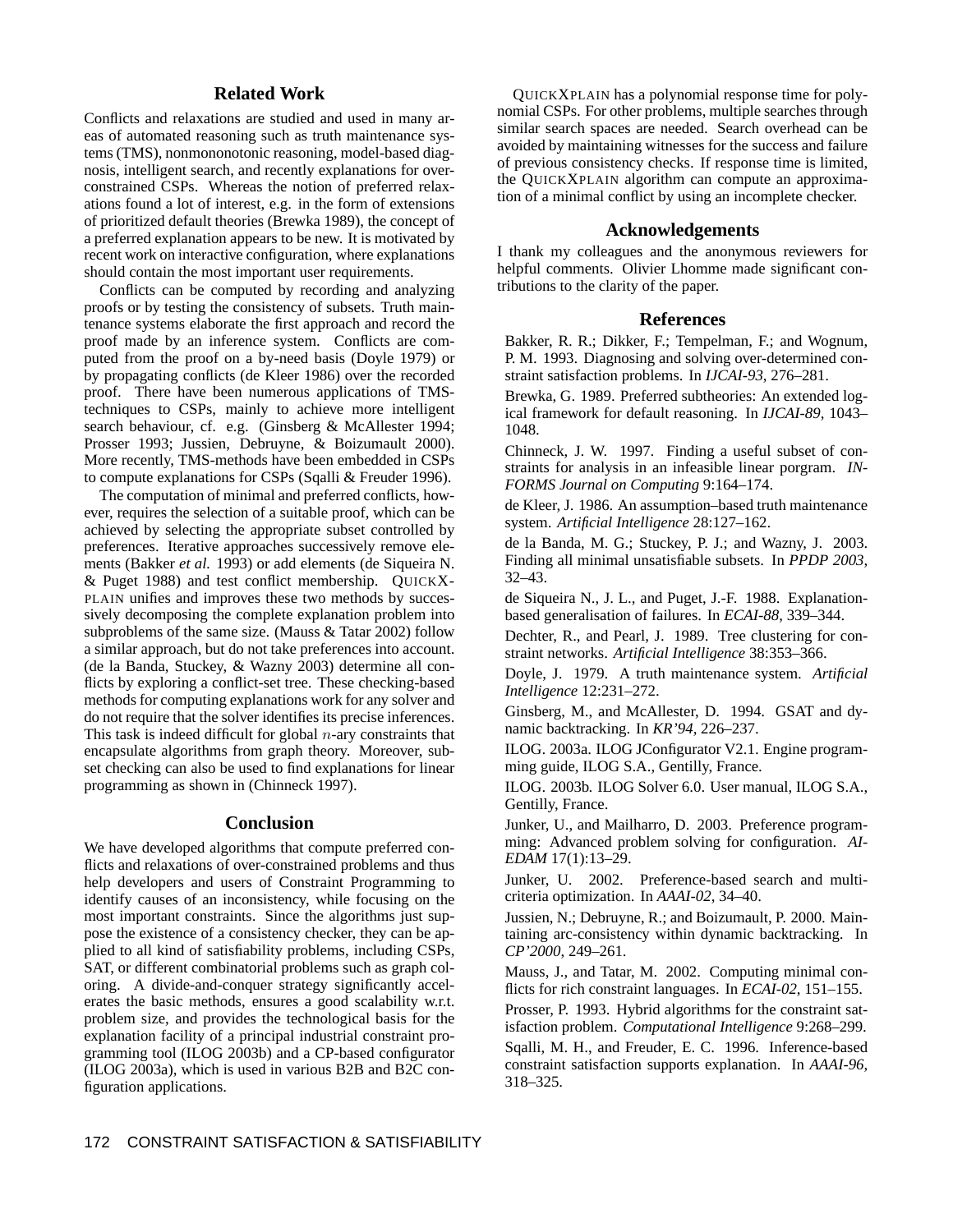## Related Work

Conflicts and relaxations are studied and used in many areas of automated reasoning such as truth maintenance systems (TMS), nonmononotonic reasoning, model-based diagnosis, intelligent search, and recently explanations for over-constrained CSPs. Whereas the notion of preferred relaxations found a lot of interest, e.g. in the form of extensions of prioritized default theories (Brewka 1989), the concept of a preferred explanation appears to be new. It is motivated by recent work on interactive configuration, where explanations should contain the most important user requirements.

Conflicts can be computed by recording and analyzing proofs or by testing the consistency of subsets. Truth maintenance systems elaborate the first approach and record the proof made by an inference system. Conflicts are computed from the proof on a by-need basis (Doyle 1979) or by propagating conflicts (de Kleer 1986) over the recorded proof. There have been numerous applications of TMS-techniques to CSPs, mainly to achieve more intelligent search behaviour, cf. e.g. (Ginsberg & McAllester 1994; Prosser 1993; Jussien, Debruyne, & Boizumault 2000). More recently, TMS-methods have been embedded in CSPs to compute explanations for CSPs (Sqalli & Freuder 1996).

The computation of minimal and preferred conflicts, however, requires the selection of a suitable proof, which can be achieved by selecting the appropriate subset controlled by preferences. Iterative approaches successively remove elements (Bakker *et al.* 1993) or add elements (de Siqueira N. & Puget 1988) and test conflict membership. QUICKXPLAIN unifies and improves these two methods by successively decomposing the complete explanation problem into subproblems of the same size. (Mauss & Tatar 2002) follow a similar approach, but do not take preferences into account. (de la Banda, Stuckey, & Wazny 2003) determine all conflicts by exploring a conflict-set tree. These checking-based methods for computing explanations work for any solver and do not require that the solver identifies its precise inferences. This task is indeed difficult for global $n$-ary constraints that encapsulate algorithms from graph theory. Moreover, subset checking can also be used to find explanations for linear programming as shown in (Chinneck 1997).

## Conclusion

We have developed algorithms that compute preferred conflicts and relaxations of over-constrained problems and thus help developers and users of Constraint Programming to identify causes of an inconsistency, while focusing on the most important constraints. Since the algorithms just suppose the existence of a consistency checker, they can be applied to all kind of satisfiability problems, including CSPs, SAT, or different combinatorial problems such as graph coloring. A divide-and-conquer strategy significantly accelerates the basic methods, ensures a good scalability w.r.t. problem size, and provides the technological basis for the explanation facility of a principal industrial constraint programming tool (ILOG 2003b) and a CP-based configurator (ILOG 2003a), which is used in various B2B and B2C configuration applications.

QUICKXPLAIN has a polynomial response time for polynomial CSPs. For other problems, multiple searches through similar search spaces are needed. Search overhead can be avoided by maintaining witnesses for the success and failure of previous consistency checks. If response time is limited, the QUICKXPLAIN algorithm can compute an approximation of a minimal conflict by using an incomplete checker.

## Acknowledgements

I thank my colleagues and the anonymous reviewers for helpful comments. Olivier Lhomme made significant contributions to the clarity of the paper.

## References

Bakker, R. R.; Dikker, F.; Tempelman, F.; and Wognum, P. M. 1993. Diagnosing and solving over-determined constraint satisfaction problems. In *IJCAI-93*, 276–281.

Brewka, G. 1989. Preferred subtheories: An extended logical framework for default reasoning. In *IJCAI-89*, 1043–1048.

Chinneck, J. W. 1997. Finding a useful subset of constraints for analysis in an infeasible linear porgram. *INFORMS Journal on Computing* 9:164–174.

de Kleer, J. 1986. An assumption–based truth maintenance system. *Artificial Intelligence* 28:127–162.

de la Banda, M. G.; Stuckey, P. J.; and Wazny, J. 2003. Finding all minimal unsatisfiable subsets. In *PPDP 2003*, 32–43.

de Siqueira N., J. L., and Puget, J.-F. 1988. Explanation-based generalisation of failures. In *ECAI-88*, 339–344.

Dechter, R., and Pearl, J. 1989. Tree clustering for constraint networks. *Artificial Intelligence* 38:353–366.

Doyle, J. 1979. A truth maintenance system. *Artificial Intelligence* 12:231–272.

Ginsberg, M., and McAllester, D. 1994. GSAT and dynamic backtracking. In *KR'94*, 226–237.

ILOG. 2003a. ILOG JConfigurator V2.1. Engine programming guide, ILOG S.A., Gentilly, France.

ILOG. 2003b. ILOG Solver 6.0. User manual, ILOG S.A., Gentilly, France.

Junker, U., and Mailharro, D. 2003. Preference programming: Advanced problem solving for configuration. *AI-EDAM* 17(1):13–29.

Junker, U. 2002. Preference-based search and multi-criteria optimization. In *AAAI-02*, 34–40.

Jussien, N.; Debruyne, R.; and Boizumault, P. 2000. Maintaining arc-consistency within dynamic backtracking. In *CP'2000*, 249–261.

Mauss, J., and Tatar, M. 2002. Computing minimal conflicts for rich constraint languages. In *ECAI-02*, 151–155.

Prosser, P. 1993. Hybrid algorithms for the constraint satisfaction problem. *Computational Intelligence* 9:268–299.

Sqalli, M. H., and Freuder, E. C. 1996. Inference-based constraint satisfaction supports explanation. In *AAAI-96*, 318–325.